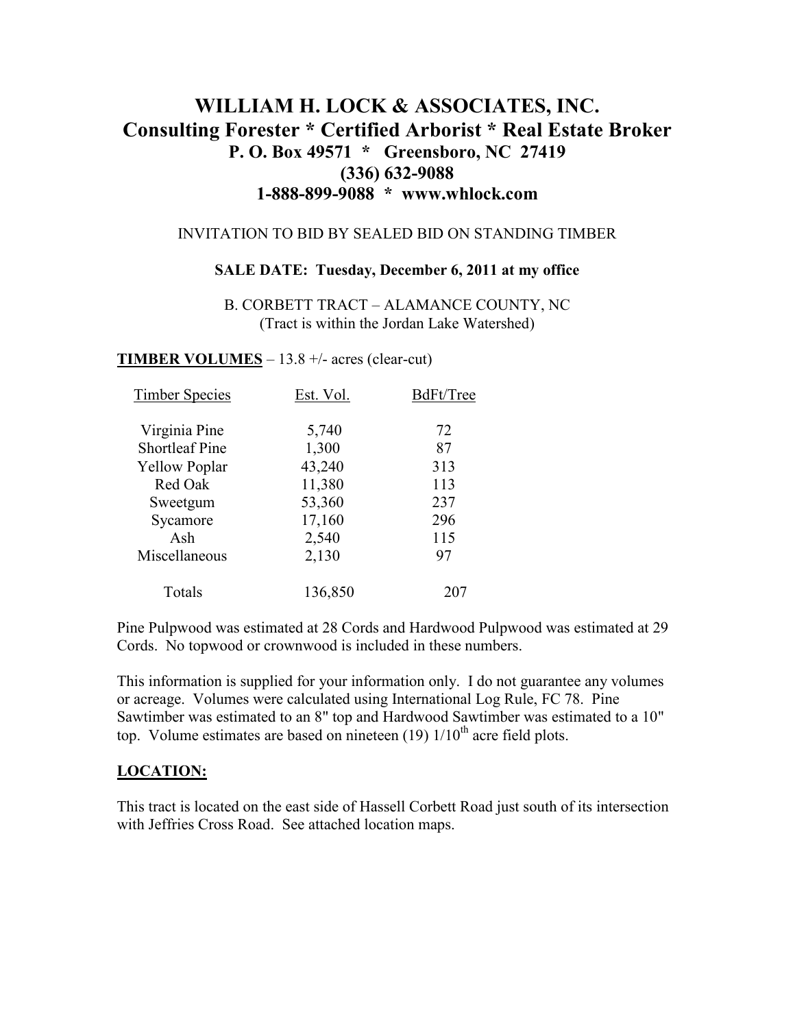# WILLIAM H. LOCK & ASSOCIATES, INC.

## Consulting Forester * Certified Arborist * Real Estate Broker

**P. O. Box 49571 * Greensboro, NC 27419**
**(336) 632-9088**
**1-888-899-9088 * www.whlock.com**

INVITATION TO BID BY SEALED BID ON STANDING TIMBER

**SALE DATE: Tuesday, December 6, 2011 at my office**

B. CORBETT TRACT – ALAMANCE COUNTY, NC
(Tract is within the Jordan Lake Watershed)

**TIMBER VOLUMES** – 13.8 +/- acres (clear-cut)

| Timber Species | Est. Vol. | BdFt/Tree |
|---|---|---|
| Virginia Pine | 5,740 | 72 |
| Shortleaf Pine | 1,300 | 87 |
| Yellow Poplar | 43,240 | 313 |
| Red Oak | 11,380 | 113 |
| Sweetgum | 53,360 | 237 |
| Sycamore | 17,160 | 296 |
| Ash | 2,540 | 115 |
| Miscellaneous | 2,130 | 97 |
| Totals | 136,850 | 207 |

Pine Pulpwood was estimated at 28 Cords and Hardwood Pulpwood was estimated at 29 Cords. No topwood or crownwood is included in these numbers.

This information is supplied for your information only. I do not guarantee any volumes or acreage. Volumes were calculated using International Log Rule, FC 78. Pine Sawtimber was estimated to an 8" top and Hardwood Sawtimber was estimated to a 10" top. Volume estimates are based on nineteen (19) 1/10th acre field plots.

**LOCATION:**

This tract is located on the east side of Hassell Corbett Road just south of its intersection with Jeffries Cross Road. See attached location maps.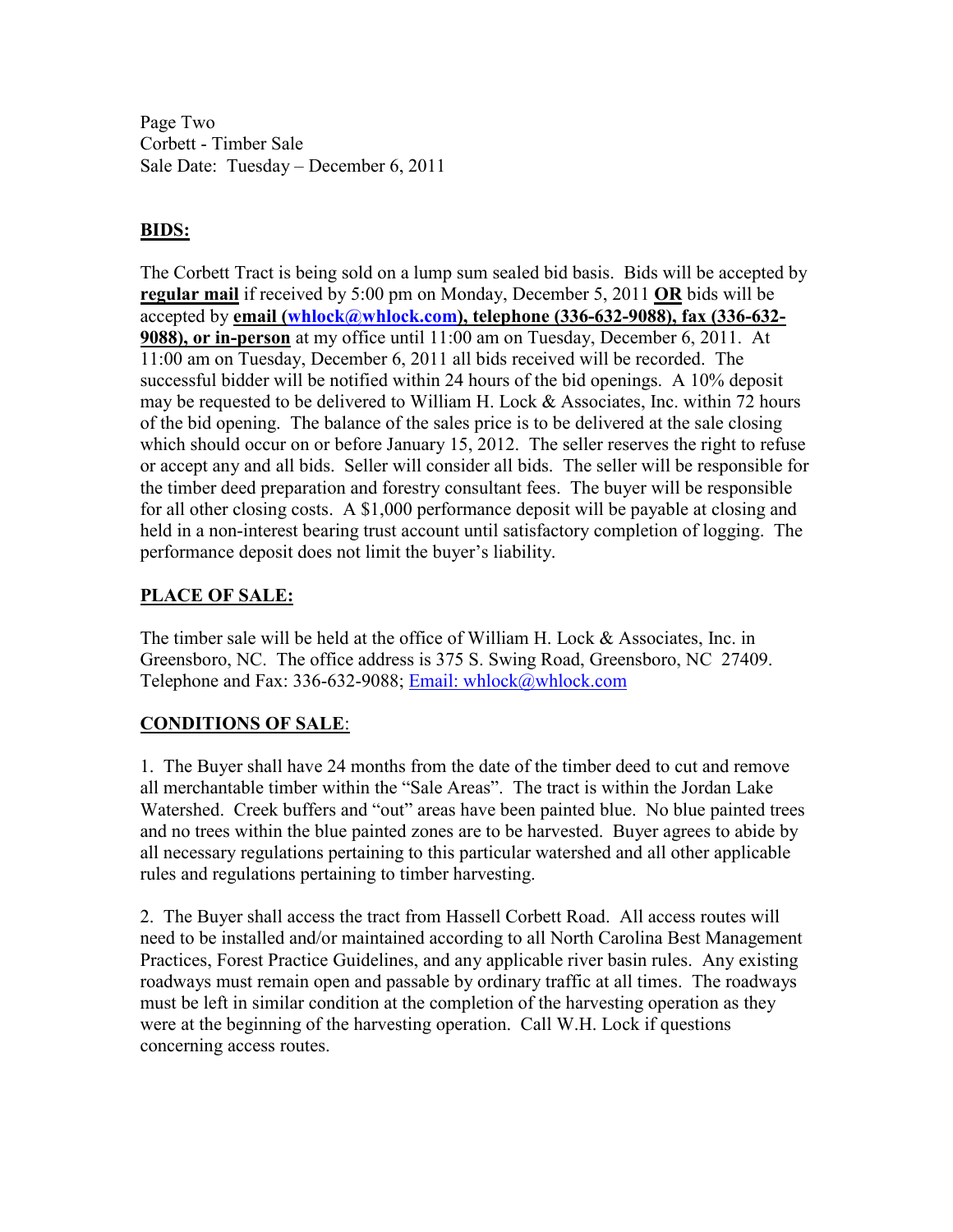Page Two
Corbett - Timber Sale
Sale Date: Tuesday – December 6, 2011

## BIDS:

The Corbett Tract is being sold on a lump sum sealed bid basis. Bids will be accepted by **regular mail** if received by 5:00 pm on Monday, December 5, 2011 **OR** bids will be accepted by **email (whlock@whlock.com), telephone (336-632-9088), fax (336-632-9088), or in-person** at my office until 11:00 am on Tuesday, December 6, 2011. At 11:00 am on Tuesday, December 6, 2011 all bids received will be recorded. The successful bidder will be notified within 24 hours of the bid openings. A 10% deposit may be requested to be delivered to William H. Lock & Associates, Inc. within 72 hours of the bid opening. The balance of the sales price is to be delivered at the sale closing which should occur on or before January 15, 2012. The seller reserves the right to refuse or accept any and all bids. Seller will consider all bids. The seller will be responsible for the timber deed preparation and forestry consultant fees. The buyer will be responsible for all other closing costs. A $1,000 performance deposit will be payable at closing and held in a non-interest bearing trust account until satisfactory completion of logging. The performance deposit does not limit the buyer's liability.

## PLACE OF SALE:

The timber sale will be held at the office of William H. Lock & Associates, Inc. in Greensboro, NC. The office address is 375 S. Swing Road, Greensboro, NC 27409. Telephone and Fax: 336-632-9088; Email: whlock@whlock.com

## CONDITIONS OF SALE:

1. The Buyer shall have 24 months from the date of the timber deed to cut and remove all merchantable timber within the "Sale Areas". The tract is within the Jordan Lake Watershed. Creek buffers and "out" areas have been painted blue. No blue painted trees and no trees within the blue painted zones are to be harvested. Buyer agrees to abide by all necessary regulations pertaining to this particular watershed and all other applicable rules and regulations pertaining to timber harvesting.

2. The Buyer shall access the tract from Hassell Corbett Road. All access routes will need to be installed and/or maintained according to all North Carolina Best Management Practices, Forest Practice Guidelines, and any applicable river basin rules. Any existing roadways must remain open and passable by ordinary traffic at all times. The roadways must be left in similar condition at the completion of the harvesting operation as they were at the beginning of the harvesting operation. Call W.H. Lock if questions concerning access routes.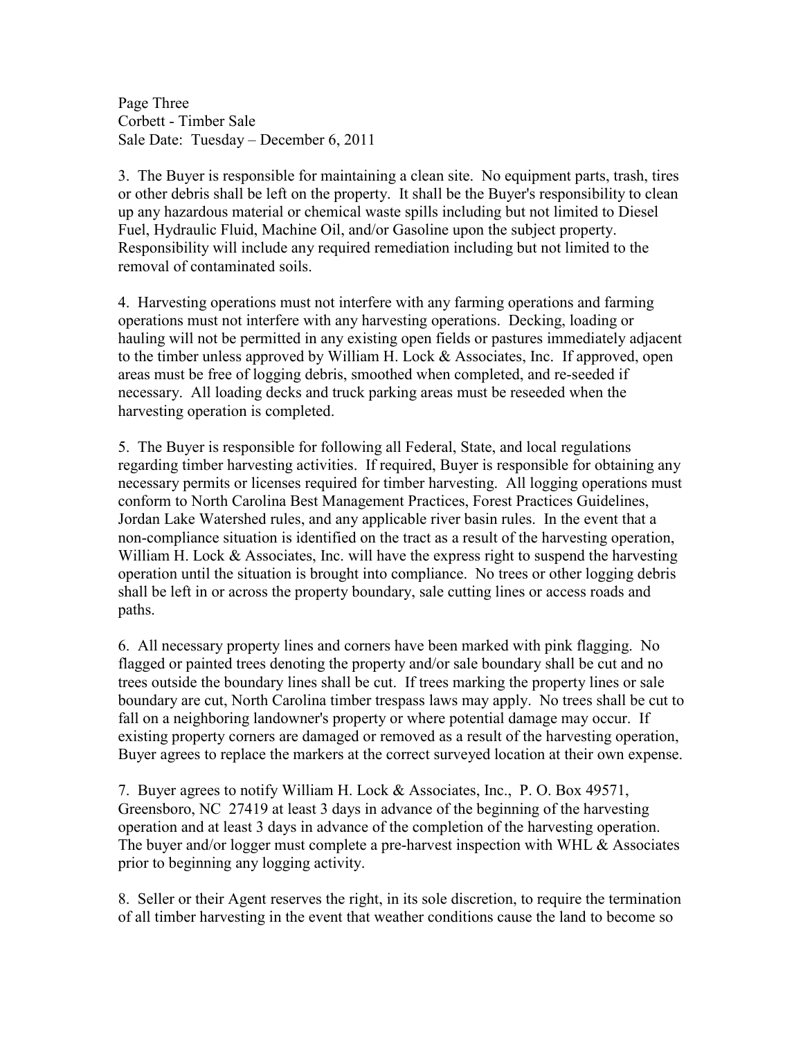3. The Buyer is responsible for maintaining a clean site. No equipment parts, trash, tires or other debris shall be left on the property. It shall be the Buyer's responsibility to clean up any hazardous material or chemical waste spills including but not limited to Diesel Fuel, Hydraulic Fluid, Machine Oil, and/or Gasoline upon the subject property. Responsibility will include any required remediation including but not limited to the removal of contaminated soils.

4. Harvesting operations must not interfere with any farming operations and farming operations must not interfere with any harvesting operations. Decking, loading or hauling will not be permitted in any existing open fields or pastures immediately adjacent to the timber unless approved by William H. Lock & Associates, Inc. If approved, open areas must be free of logging debris, smoothed when completed, and re-seeded if necessary. All loading decks and truck parking areas must be reseeded when the harvesting operation is completed.

5. The Buyer is responsible for following all Federal, State, and local regulations regarding timber harvesting activities. If required, Buyer is responsible for obtaining any necessary permits or licenses required for timber harvesting. All logging operations must conform to North Carolina Best Management Practices, Forest Practices Guidelines, Jordan Lake Watershed rules, and any applicable river basin rules. In the event that a non-compliance situation is identified on the tract as a result of the harvesting operation, William H. Lock & Associates, Inc. will have the express right to suspend the harvesting operation until the situation is brought into compliance. No trees or other logging debris shall be left in or across the property boundary, sale cutting lines or access roads and paths.

6. All necessary property lines and corners have been marked with pink flagging. No flagged or painted trees denoting the property and/or sale boundary shall be cut and no trees outside the boundary lines shall be cut. If trees marking the property lines or sale boundary are cut, North Carolina timber trespass laws may apply. No trees shall be cut to fall on a neighboring landowner's property or where potential damage may occur. If existing property corners are damaged or removed as a result of the harvesting operation, Buyer agrees to replace the markers at the correct surveyed location at their own expense.

7. Buyer agrees to notify William H. Lock & Associates, Inc., P. O. Box 49571, Greensboro, NC 27419 at least 3 days in advance of the beginning of the harvesting operation and at least 3 days in advance of the completion of the harvesting operation. The buyer and/or logger must complete a pre-harvest inspection with WHL & Associates prior to beginning any logging activity.

8. Seller or their Agent reserves the right, in its sole discretion, to require the termination of all timber harvesting in the event that weather conditions cause the land to become so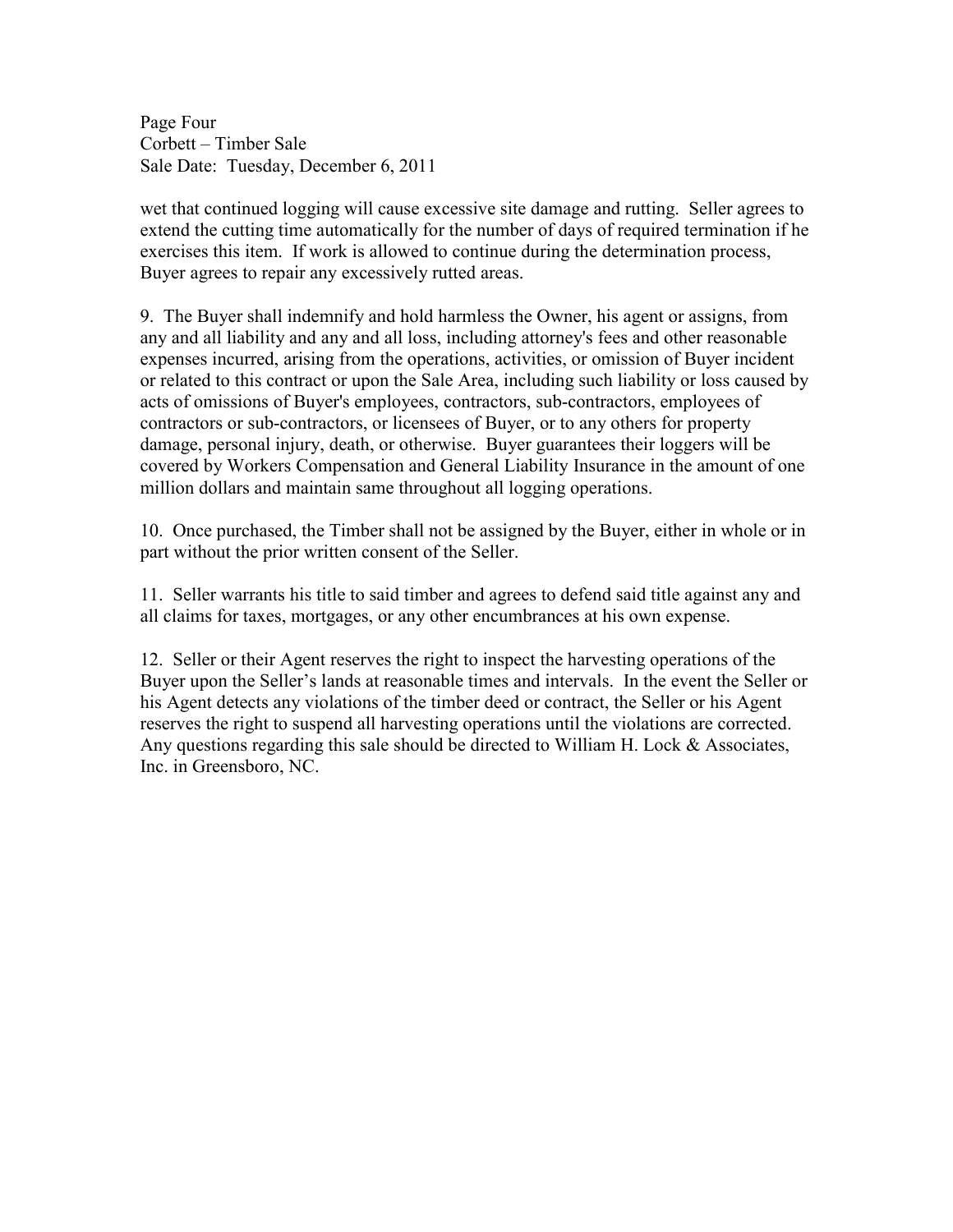wet that continued logging will cause excessive site damage and rutting. Seller agrees to extend the cutting time automatically for the number of days of required termination if he exercises this item. If work is allowed to continue during the determination process, Buyer agrees to repair any excessively rutted areas.

9. The Buyer shall indemnify and hold harmless the Owner, his agent or assigns, from any and all liability and any and all loss, including attorney's fees and other reasonable expenses incurred, arising from the operations, activities, or omission of Buyer incident or related to this contract or upon the Sale Area, including such liability or loss caused by acts of omissions of Buyer's employees, contractors, sub-contractors, employees of contractors or sub-contractors, or licensees of Buyer, or to any others for property damage, personal injury, death, or otherwise. Buyer guarantees their loggers will be covered by Workers Compensation and General Liability Insurance in the amount of one million dollars and maintain same throughout all logging operations.

10. Once purchased, the Timber shall not be assigned by the Buyer, either in whole or in part without the prior written consent of the Seller.

11. Seller warrants his title to said timber and agrees to defend said title against any and all claims for taxes, mortgages, or any other encumbrances at his own expense.

12. Seller or their Agent reserves the right to inspect the harvesting operations of the Buyer upon the Seller's lands at reasonable times and intervals. In the event the Seller or his Agent detects any violations of the timber deed or contract, the Seller or his Agent reserves the right to suspend all harvesting operations until the violations are corrected. Any questions regarding this sale should be directed to William H. Lock & Associates, Inc. in Greensboro, NC.